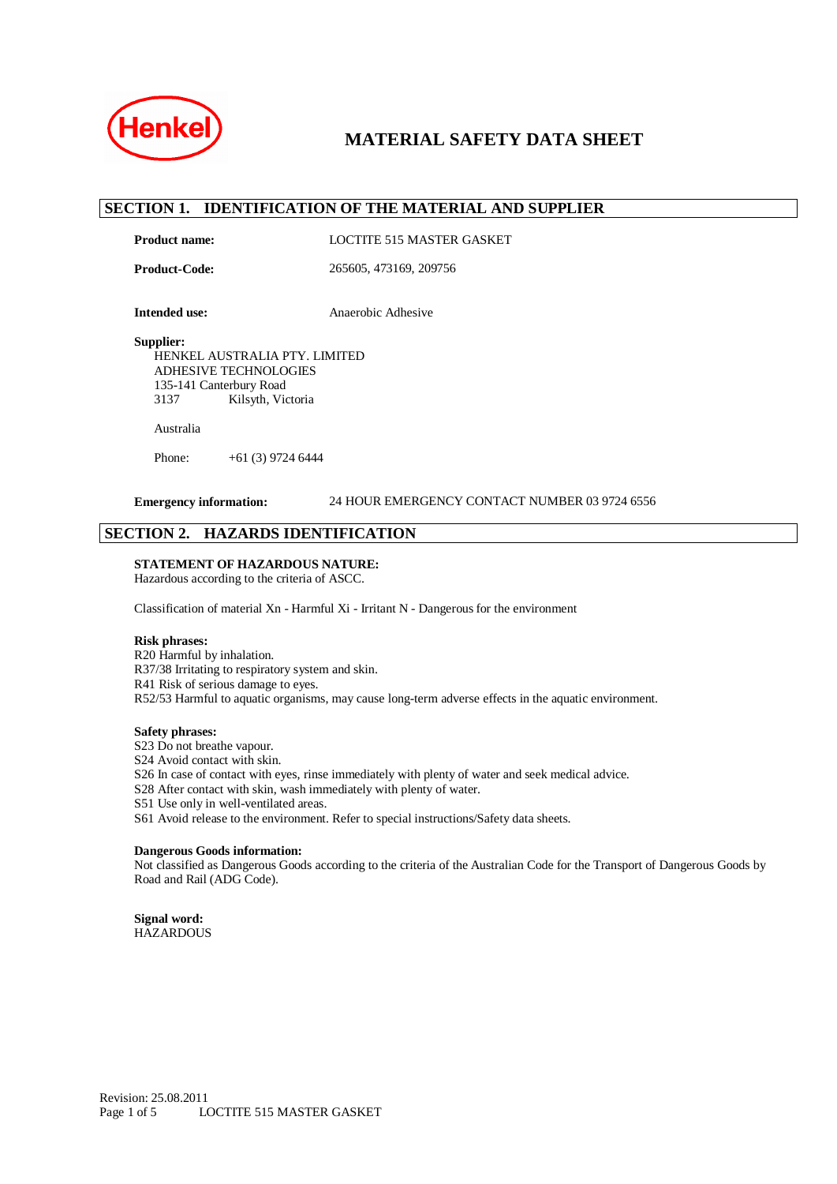Henkel

# MATERIAL SAFETY DATA SHEET

## SECTION 1. IDENTIFICATION OF THE MATERIAL AND SUPPLIER

**Product name:** LOCTITE 515 MASTER GASKET

**Product-Code:** 265605, 473169, 209756

**Intended use:** Anaerobic Adhesive

**Supplier:**
HENKEL AUSTRALIA PTY. LIMITED
ADHESIVE TECHNOLOGIES
135-141 Canterbury Road
3137 Kilsyth, Victoria

Australia

Phone: +61 (3) 9724 6444

**Emergency information:** 24 HOUR EMERGENCY CONTACT NUMBER 03 9724 6556

## SECTION 2. HAZARDS IDENTIFICATION

**STATEMENT OF HAZARDOUS NATURE:**
Hazardous according to the criteria of ASCC.

Classification of material Xn - Harmful Xi - Irritant N - Dangerous for the environment

**Risk phrases:**
R20 Harmful by inhalation.
R37/38 Irritating to respiratory system and skin.
R41 Risk of serious damage to eyes.
R52/53 Harmful to aquatic organisms, may cause long-term adverse effects in the aquatic environment.

**Safety phrases:**
S23 Do not breathe vapour.
S24 Avoid contact with skin.
S26 In case of contact with eyes, rinse immediately with plenty of water and seek medical advice.
S28 After contact with skin, wash immediately with plenty of water.
S51 Use only in well-ventilated areas.
S61 Avoid release to the environment. Refer to special instructions/Safety data sheets.

**Dangerous Goods information:**
Not classified as Dangerous Goods according to the criteria of the Australian Code for the Transport of Dangerous Goods by Road and Rail (ADG Code).

**Signal word:**
HAZARDOUS

Revision: 25.08.2011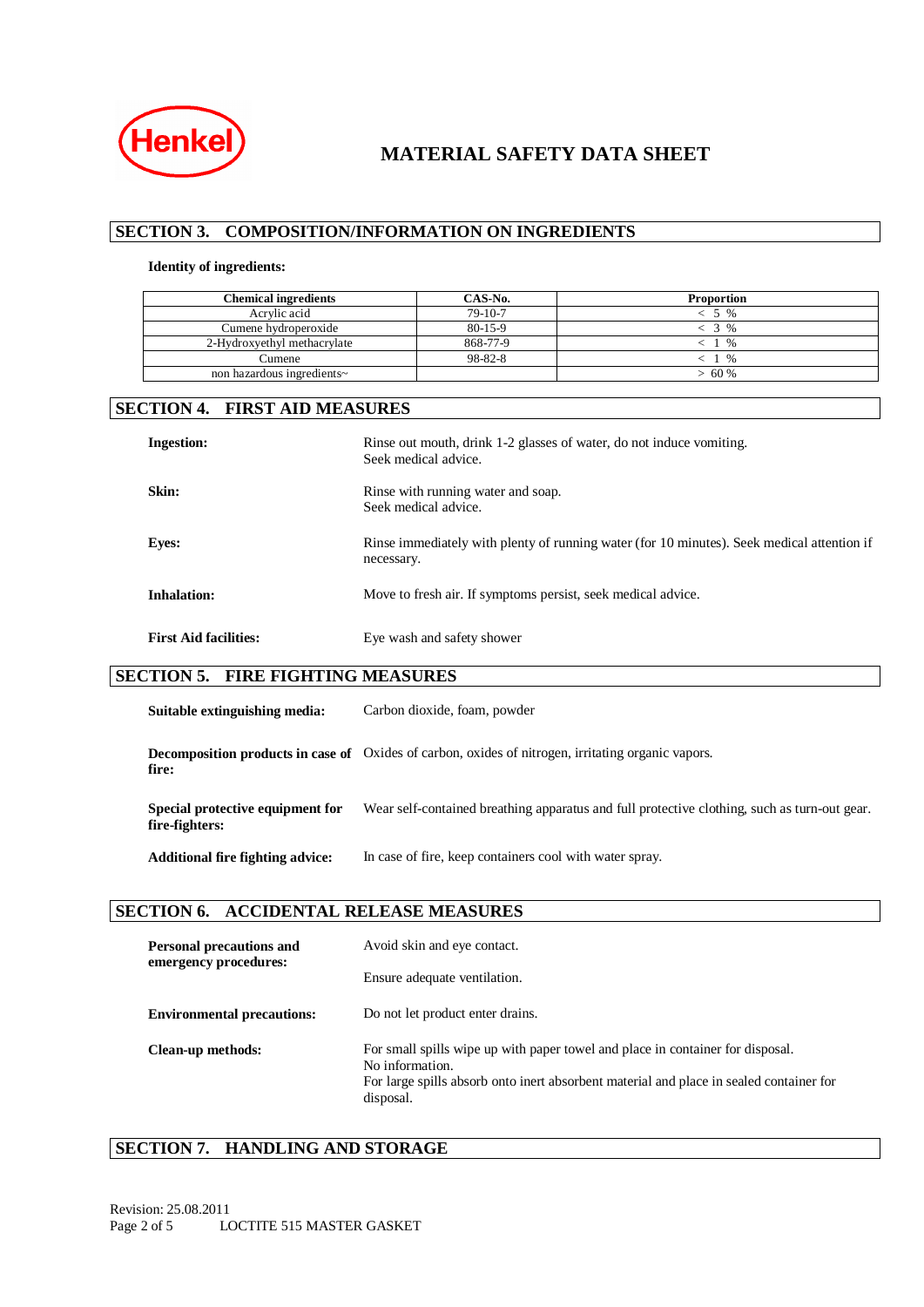**Henkel**

# MATERIAL SAFETY DATA SHEET

## SECTION 3. COMPOSITION/INFORMATION ON INGREDIENTS

**Identity of ingredients:**

| Chemical ingredients | CAS-No. | Proportion |
|---|---|---|
| Acrylic acid | 79-10-7 | < 5 % |
| Cumene hydroperoxide | 80-15-9 | < 3 % |
| 2-Hydroxyethyl methacrylate | 868-77-9 | < 1 % |
| Cumene | 98-82-8 | < 1 % |
| non hazardous ingredients~ | | > 60 % |

## SECTION 4. FIRST AID MEASURES

**Ingestion:** Rinse out mouth, drink 1-2 glasses of water, do not induce vomiting. Seek medical advice.

**Skin:** Rinse with running water and soap. Seek medical advice.

**Eyes:** Rinse immediately with plenty of running water (for 10 minutes). Seek medical attention if necessary.

**Inhalation:** Move to fresh air. If symptoms persist, seek medical advice.

**First Aid facilities:** Eye wash and safety shower

## SECTION 5. FIRE FIGHTING MEASURES

**Suitable extinguishing media:** Carbon dioxide, foam, powder

**Decomposition products in case of fire:** Oxides of carbon, oxides of nitrogen, irritating organic vapors.

**Special protective equipment for fire-fighters:** Wear self-contained breathing apparatus and full protective clothing, such as turn-out gear.

**Additional fire fighting advice:** In case of fire, keep containers cool with water spray.

## SECTION 6. ACCIDENTAL RELEASE MEASURES

**Personal precautions and emergency procedures:** Avoid skin and eye contact.

Ensure adequate ventilation.

**Environmental precautions:** Do not let product enter drains.

**Clean-up methods:** For small spills wipe up with paper towel and place in container for disposal.
No information.
For large spills absorb onto inert absorbent material and place in sealed container for disposal.

## SECTION 7. HANDLING AND STORAGE

Revision: 25.08.2011
LOCTITE 515 MASTER GASKET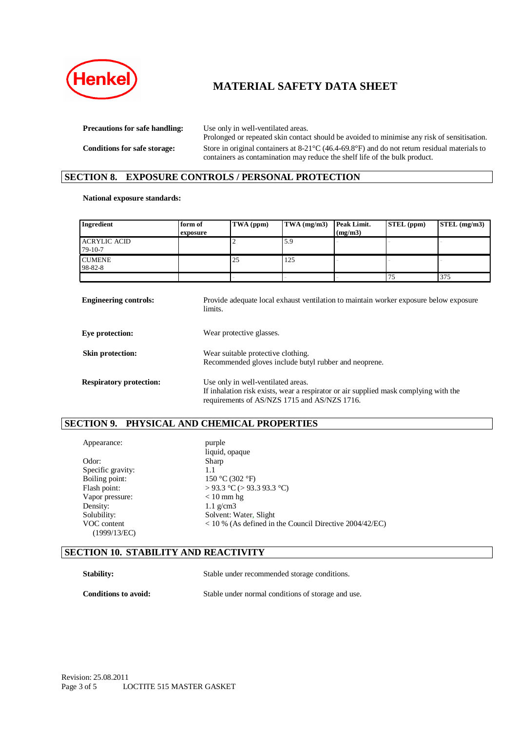**Precautions for safe handling:** Use only in well-ventilated areas.
Prolonged or repeated skin contact should be avoided to minimise any risk of sensitisation.

**Conditions for safe storage:** Store in original containers at 8-21°C (46.4-69.8°F) and do not return residual materials to containers as contamination may reduce the shelf life of the bulk product.

## SECTION 8. EXPOSURE CONTROLS / PERSONAL PROTECTION

**National exposure standards:**

| Ingredient | form of exposure | TWA (ppm) | TWA (mg/m3) | Peak Limit. (mg/m3) | STEL (ppm) | STEL (mg/m3) |
|---|---|---|---|---|---|---|
| ACRYLIC ACID 79-10-7 | | 2 | 5.9 | - | - | - |
| CUMENE 98-82-8 | | 25 | 125 | - | - | - |
| | | - | - | - | 75 | 375 |

**Engineering controls:** Provide adequate local exhaust ventilation to maintain worker exposure below exposure limits.

**Eye protection:** Wear protective glasses.

**Skin protection:** Wear suitable protective clothing.
Recommended gloves include butyl rubber and neoprene.

**Respiratory protection:** Use only in well-ventilated areas.
If inhalation risk exists, wear a respirator or air supplied mask complying with the requirements of AS/NZS 1715 and AS/NZS 1716.

## SECTION 9. PHYSICAL AND CHEMICAL PROPERTIES

| | |
|---|---|
| Appearance: | purple liquid, opaque |
| Odor: | Sharp |
| Specific gravity: | 1.1 |
| Boiling point: | 150 °C (302 °F) |
| Flash point: | > 93.3 °C (> 93.3 93.3 °C) |
| Vapor pressure: | < 10 mm hg |
| Density: | 1.1 g/cm3 |
| Solubility: | Solvent: Water, Slight |
| VOC content (1999/13/EC) | < 10 % (As defined in the Council Directive 2004/42/EC) |

## SECTION 10. STABILITY AND REACTIVITY

**Stability:** Stable under recommended storage conditions.

**Conditions to avoid:** Stable under normal conditions of storage and use.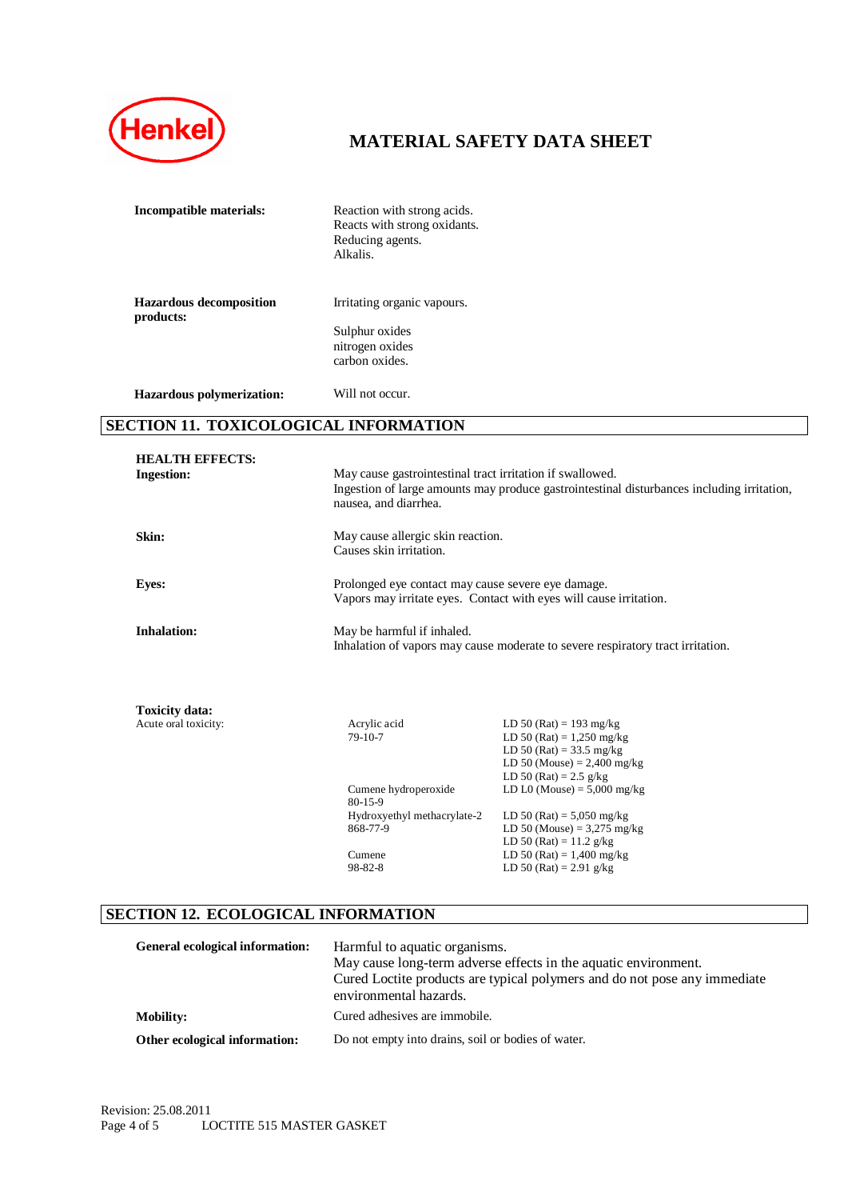# MATERIAL SAFETY DATA SHEET

| | |
|---|---|
| **Incompatible materials:** | Reaction with strong acids.<br>Reacts with strong oxidants.<br>Reducing agents.<br>Alkalis. |
| **Hazardous decomposition products:** | Irritating organic vapours.<br><br>Sulphur oxides<br>nitrogen oxides<br>carbon oxides. |
| **Hazardous polymerization:** | Will not occur. |

## SECTION 11. TOXICOLOGICAL INFORMATION

**HEALTH EFFECTS:**

| | |
|---|---|
| **Ingestion:** | May cause gastrointestinal tract irritation if swallowed.<br>Ingestion of large amounts may produce gastrointestinal disturbances including irritation, nausea, and diarrhea. |
| **Skin:** | May cause allergic skin reaction.<br>Causes skin irritation. |
| **Eyes:** | Prolonged eye contact may cause severe eye damage.<br>Vapors may irritate eyes. Contact with eyes will cause irritation. |
| **Inhalation:** | May be harmful if inhaled.<br>Inhalation of vapors may cause moderate to severe respiratory tract irritation. |

**Toxicity data:**

| | | |
|---|---|---|
| Acute oral toxicity: | Acrylic acid<br>79-10-7 | LD 50 (Rat) = 193 mg/kg<br>LD 50 (Rat) = 1,250 mg/kg<br>LD 50 (Rat) = 33.5 mg/kg<br>LD 50 (Mouse) = 2,400 mg/kg<br>LD 50 (Rat) = 2.5 g/kg |
| | Cumene hydroperoxide<br>80-15-9 | LD L0 (Mouse) = 5,000 mg/kg |
| | Hydroxyethyl methacrylate-2<br>868-77-9 | LD 50 (Rat) = 5,050 mg/kg<br>LD 50 (Mouse) = 3,275 mg/kg<br>LD 50 (Rat) = 11.2 g/kg |
| | Cumene<br>98-82-8 | LD 50 (Rat) = 1,400 mg/kg<br>LD 50 (Rat) = 2.91 g/kg |

## SECTION 12. ECOLOGICAL INFORMATION

| | |
|---|---|
| **General ecological information:** | Harmful to aquatic organisms.<br>May cause long-term adverse effects in the aquatic environment.<br>Cured Loctite products are typical polymers and do not pose any immediate environmental hazards. |
| **Mobility:** | Cured adhesives are immobile. |
| **Other ecological information:** | Do not empty into drains, soil or bodies of water. |

Revision: 25.08.2011

LOCTITE 515 MASTER GASKET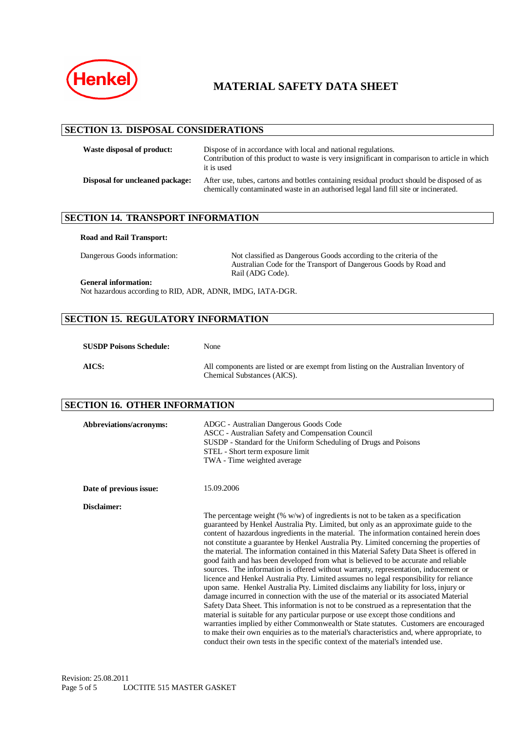# MATERIAL SAFETY DATA SHEET

## SECTION 13. DISPOSAL CONSIDERATIONS

**Waste disposal of product:** Dispose of in accordance with local and national regulations. Contribution of this product to waste is very insignificant in comparison to article in which it is used

**Disposal for uncleaned package:** After use, tubes, cartons and bottles containing residual product should be disposed of as chemically contaminated waste in an authorised legal land fill site or incinerated.

## SECTION 14. TRANSPORT INFORMATION

**Road and Rail Transport:**

Dangerous Goods information: Not classified as Dangerous Goods according to the criteria of the Australian Code for the Transport of Dangerous Goods by Road and Rail (ADG Code).

**General information:**
Not hazardous according to RID, ADR, ADNR, IMDG, IATA-DGR.

## SECTION 15. REGULATORY INFORMATION

**SUSDP Poisons Schedule:** None

**AICS:** All components are listed or are exempt from listing on the Australian Inventory of Chemical Substances (AICS).

## SECTION 16. OTHER INFORMATION

**Abbreviations/acronyms:**

ADGC - Australian Dangerous Goods Code
ASCC - Australian Safety and Compensation Council
SUSDP - Standard for the Uniform Scheduling of Drugs and Poisons
STEL - Short term exposure limit
TWA - Time weighted average

**Date of previous issue:** 15.09.2006

**Disclaimer:**

The percentage weight (% w/w) of ingredients is not to be taken as a specification guaranteed by Henkel Australia Pty. Limited, but only as an approximate guide to the content of hazardous ingredients in the material. The information contained herein does not constitute a guarantee by Henkel Australia Pty. Limited concerning the properties of the material. The information contained in this Material Safety Data Sheet is offered in good faith and has been developed from what is believed to be accurate and reliable sources. The information is offered without warranty, representation, inducement or licence and Henkel Australia Pty. Limited assumes no legal responsibility for reliance upon same. Henkel Australia Pty. Limited disclaims any liability for loss, injury or damage incurred in connection with the use of the material or its associated Material Safety Data Sheet. This information is not to be construed as a representation that the material is suitable for any particular purpose or use except those conditions and warranties implied by either Commonwealth or State statutes. Customers are encouraged to make their own enquiries as to the material's characteristics and, where appropriate, to conduct their own tests in the specific context of the material's intended use.

Revision: 25.08.2011
LOCTITE 515 MASTER GASKET